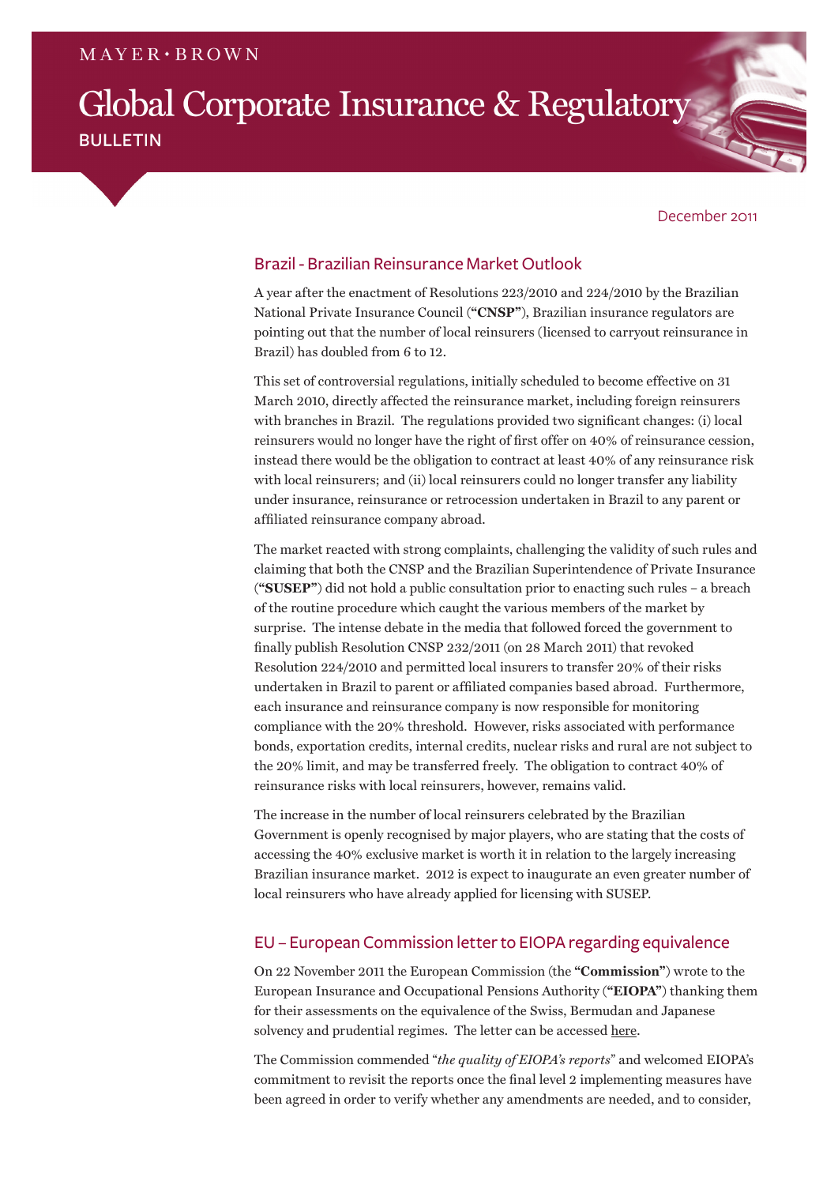MAYER • BROWN

# Global Corporate Insurance & Regulatory BULLETIN

December 2011

## Brazil - Brazilian Reinsurance Market Outlook

A year after the enactment of Resolutions 223/2010 and 224/2010 by the Brazilian National Private Insurance Council (**"CNSP"**), Brazilian insurance regulators are pointing out that the number of local reinsurers (licensed to carryout reinsurance in Brazil) has doubled from 6 to 12.

This set of controversial regulations, initially scheduled to become effective on 31 March 2010, directly affected the reinsurance market, including foreign reinsurers with branches in Brazil. The regulations provided two significant changes: (i) local reinsurers would no longer have the right of first offer on 40% of reinsurance cession, instead there would be the obligation to contract at least 40% of any reinsurance risk with local reinsurers; and (ii) local reinsurers could no longer transfer any liability under insurance, reinsurance or retrocession undertaken in Brazil to any parent or affiliated reinsurance company abroad.

The market reacted with strong complaints, challenging the validity of such rules and claiming that both the CNSP and the Brazilian Superintendence of Private Insurance (**"SUSEP"**) did not hold a public consultation prior to enacting such rules – a breach of the routine procedure which caught the various members of the market by surprise. The intense debate in the media that followed forced the government to finally publish Resolution CNSP 232/2011 (on 28 March 2011) that revoked Resolution 224/2010 and permitted local insurers to transfer 20% of their risks undertaken in Brazil to parent or affiliated companies based abroad. Furthermore, each insurance and reinsurance company is now responsible for monitoring compliance with the 20% threshold. However, risks associated with performance bonds, exportation credits, internal credits, nuclear risks and rural are not subject to the 20% limit, and may be transferred freely. The obligation to contract 40% of reinsurance risks with local reinsurers, however, remains valid.

The increase in the number of local reinsurers celebrated by the Brazilian Government is openly recognised by major players, who are stating that the costs of accessing the 40% exclusive market is worth it in relation to the largely increasing Brazilian insurance market. 2012 is expect to inaugurate an even greater number of local reinsurers who have already applied for licensing with SUSEP.

## EU – European Commission letter to EIOPA regarding equivalence

On 22 November 2011 the European Commission (the **"Commission"**) wrote to the European Insurance and Occupational Pensions Authority (**"EIOPA"**) thanking them for their assessments on the equivalence of the Swiss, Bermudan and Japanese solvency and prudential regimes. The letter can be accessed here.

The Commission commended "*the quality of EIOPA's reports*" and welcomed EIOPA's commitment to revisit the reports once the final level 2 implementing measures have been agreed in order to verify whether any amendments are needed, and to consider,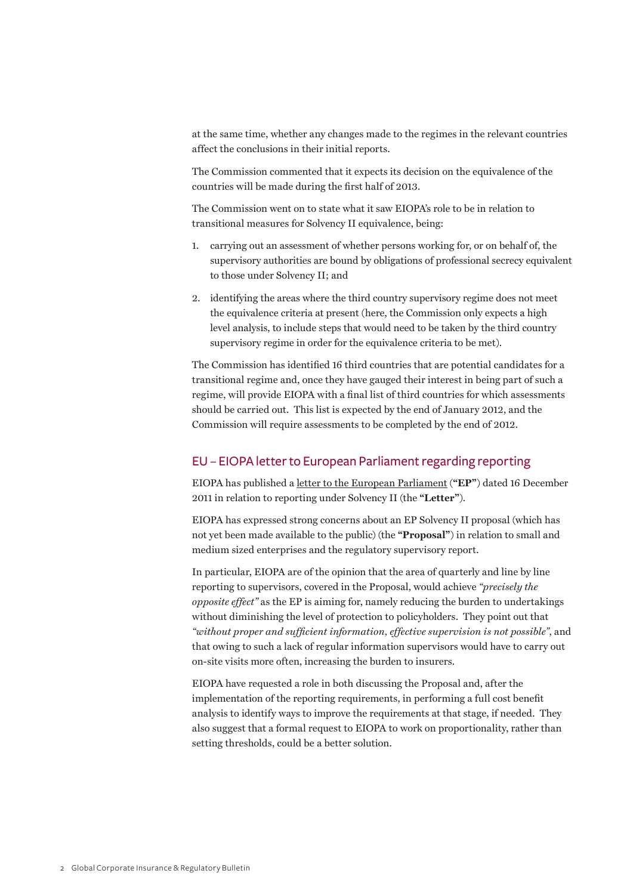at the same time, whether any changes made to the regimes in the relevant countries affect the conclusions in their initial reports.

The Commission commented that it expects its decision on the equivalence of the countries will be made during the first half of 2013.

The Commission went on to state what it saw EIOPA's role to be in relation to transitional measures for Solvency II equivalence, being:

1. carrying out an assessment of whether persons working for, or on behalf of, the supervisory authorities are bound by obligations of professional secrecy equivalent to those under Solvency II; and
2. identifying the areas where the third country supervisory regime does not meet the equivalence criteria at present (here, the Commission only expects a high level analysis, to include steps that would need to be taken by the third country supervisory regime in order for the equivalence criteria to be met).

The Commission has identified 16 third countries that are potential candidates for a transitional regime and, once they have gauged their interest in being part of such a regime, will provide EIOPA with a final list of third countries for which assessments should be carried out. This list is expected by the end of January 2012, and the Commission will require assessments to be completed by the end of 2012.

## EU – EIOPA letter to European Parliament regarding reporting

EIOPA has published a letter to the European Parliament (**"EP"**) dated 16 December 2011 in relation to reporting under Solvency II (the **"Letter"**).

EIOPA has expressed strong concerns about an EP Solvency II proposal (which has not yet been made available to the public) (the **"Proposal"**) in relation to small and medium sized enterprises and the regulatory supervisory report.

In particular, EIOPA are of the opinion that the area of quarterly and line by line reporting to supervisors, covered in the Proposal, would achieve *"precisely the opposite effect"* as the EP is aiming for, namely reducing the burden to undertakings without diminishing the level of protection to policyholders. They point out that *"without proper and sufficient information, effective supervision is not possible"*, and that owing to such a lack of regular information supervisors would have to carry out on-site visits more often, increasing the burden to insurers.

EIOPA have requested a role in both discussing the Proposal and, after the implementation of the reporting requirements, in performing a full cost benefit analysis to identify ways to improve the requirements at that stage, if needed. They also suggest that a formal request to EIOPA to work on proportionality, rather than setting thresholds, could be a better solution.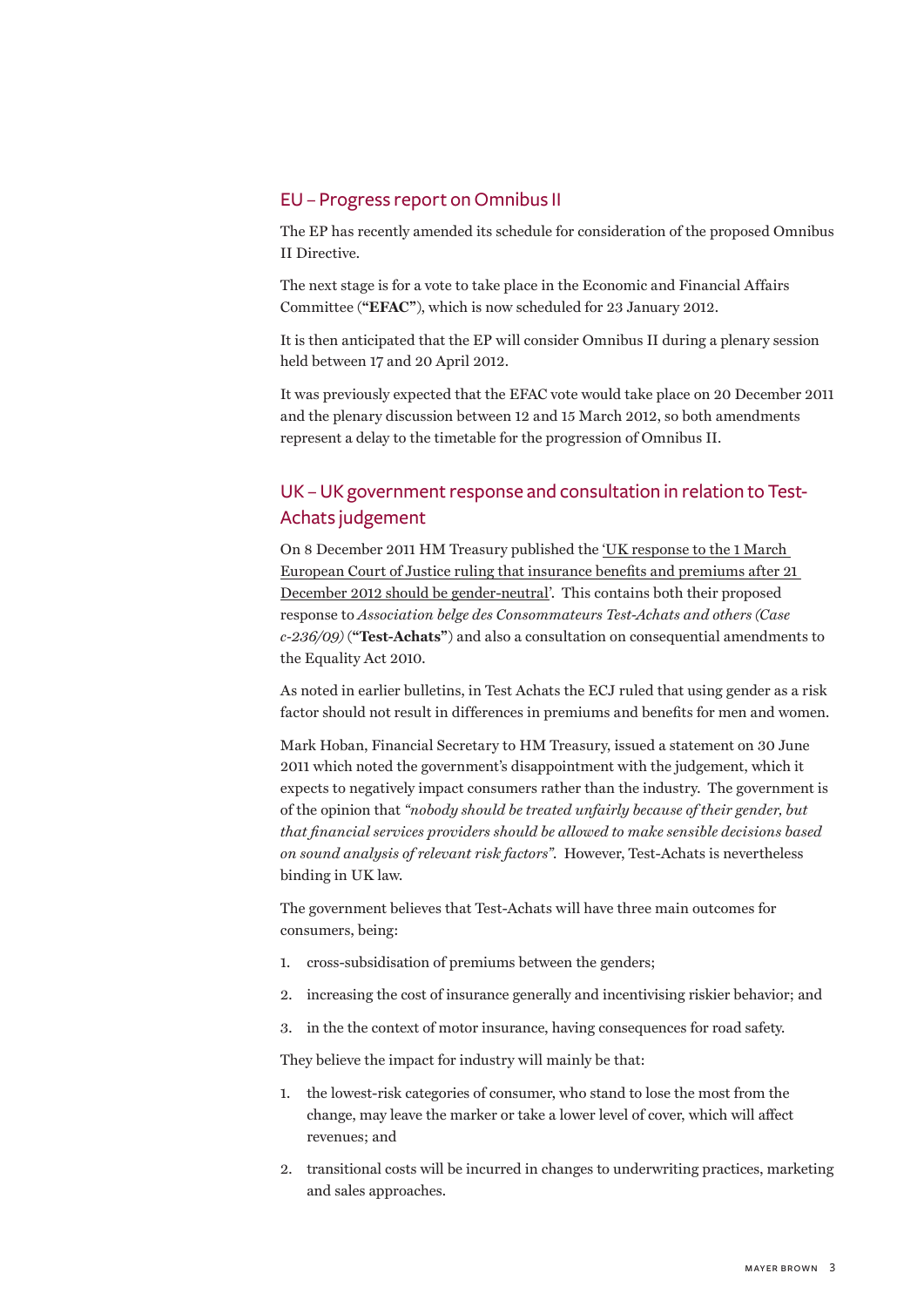## EU – Progress report on Omnibus II

The EP has recently amended its schedule for consideration of the proposed Omnibus II Directive.

The next stage is for a vote to take place in the Economic and Financial Affairs Committee (**"EFAC"**), which is now scheduled for 23 January 2012.

It is then anticipated that the EP will consider Omnibus II during a plenary session held between 17 and 20 April 2012.

It was previously expected that the EFAC vote would take place on 20 December 2011 and the plenary discussion between 12 and 15 March 2012, so both amendments represent a delay to the timetable for the progression of Omnibus II.

## UK – UK government response and consultation in relation to Test-Achats judgement

On 8 December 2011 HM Treasury published the 'UK response to the 1 March European Court of Justice ruling that insurance benefits and premiums after 21 December 2012 should be gender-neutral'. This contains both their proposed response to *Association belge des Consommateurs Test-Achats and others (Case c-236/09)* (**"Test-Achats"**) and also a consultation on consequential amendments to the Equality Act 2010.

As noted in earlier bulletins, in Test Achats the ECJ ruled that using gender as a risk factor should not result in differences in premiums and benefits for men and women.

Mark Hoban, Financial Secretary to HM Treasury, issued a statement on 30 June 2011 which noted the government's disappointment with the judgement, which it expects to negatively impact consumers rather than the industry. The government is of the opinion that *"nobody should be treated unfairly because of their gender, but that financial services providers should be allowed to make sensible decisions based on sound analysis of relevant risk factors"*. However, Test-Achats is nevertheless binding in UK law.

The government believes that Test-Achats will have three main outcomes for consumers, being:

1. cross-subsidisation of premiums between the genders;
2. increasing the cost of insurance generally and incentivising riskier behavior; and
3. in the the context of motor insurance, having consequences for road safety.

They believe the impact for industry will mainly be that:

1. the lowest-risk categories of consumer, who stand to lose the most from the change, may leave the marker or take a lower level of cover, which will affect revenues; and
2. transitional costs will be incurred in changes to underwriting practices, marketing and sales approaches.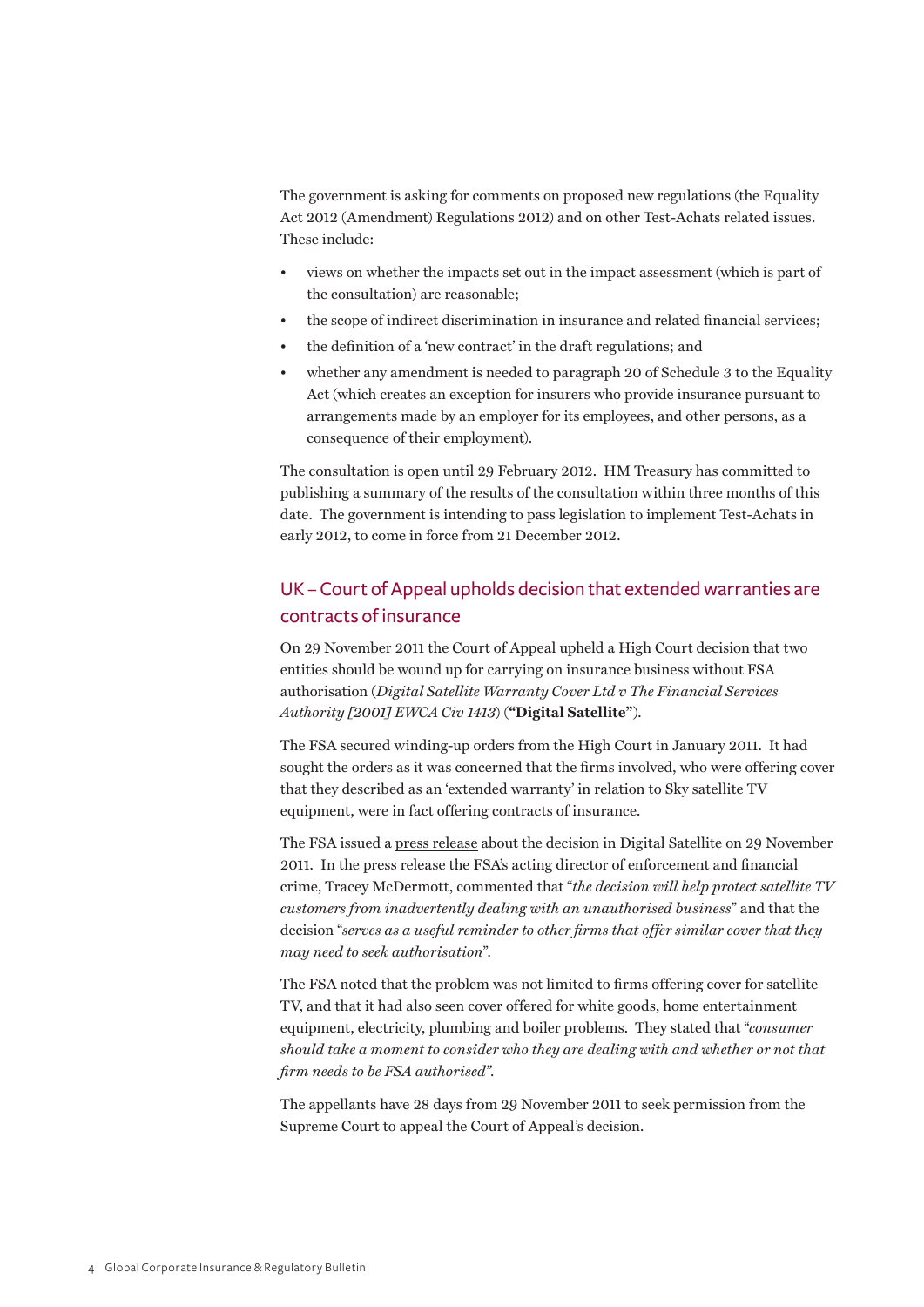The government is asking for comments on proposed new regulations (the Equality Act 2012 (Amendment) Regulations 2012) and on other Test-Achats related issues. These include:

- views on whether the impacts set out in the impact assessment (which is part of the consultation) are reasonable;
- the scope of indirect discrimination in insurance and related financial services;
- the definition of a 'new contract' in the draft regulations; and
- whether any amendment is needed to paragraph 20 of Schedule 3 to the Equality Act (which creates an exception for insurers who provide insurance pursuant to arrangements made by an employer for its employees, and other persons, as a consequence of their employment).

The consultation is open until 29 February 2012. HM Treasury has committed to publishing a summary of the results of the consultation within three months of this date. The government is intending to pass legislation to implement Test-Achats in early 2012, to come in force from 21 December 2012.

## UK – Court of Appeal upholds decision that extended warranties are contracts of insurance

On 29 November 2011 the Court of Appeal upheld a High Court decision that two entities should be wound up for carrying on insurance business without FSA authorisation (*Digital Satellite Warranty Cover Ltd v The Financial Services Authority [2001] EWCA Civ 1413*) (**"Digital Satellite"**).

The FSA secured winding-up orders from the High Court in January 2011. It had sought the orders as it was concerned that the firms involved, who were offering cover that they described as an 'extended warranty' in relation to Sky satellite TV equipment, were in fact offering contracts of insurance.

The FSA issued a press release about the decision in Digital Satellite on 29 November 2011. In the press release the FSA's acting director of enforcement and financial crime, Tracey McDermott, commented that "*the decision will help protect satellite TV customers from inadvertently dealing with an unauthorised business*" and that the decision "*serves as a useful reminder to other firms that offer similar cover that they may need to seek authorisation*".

The FSA noted that the problem was not limited to firms offering cover for satellite TV, and that it had also seen cover offered for white goods, home entertainment equipment, electricity, plumbing and boiler problems. They stated that "*consumer should take a moment to consider who they are dealing with and whether or not that firm needs to be FSA authorised"*.

The appellants have 28 days from 29 November 2011 to seek permission from the Supreme Court to appeal the Court of Appeal's decision.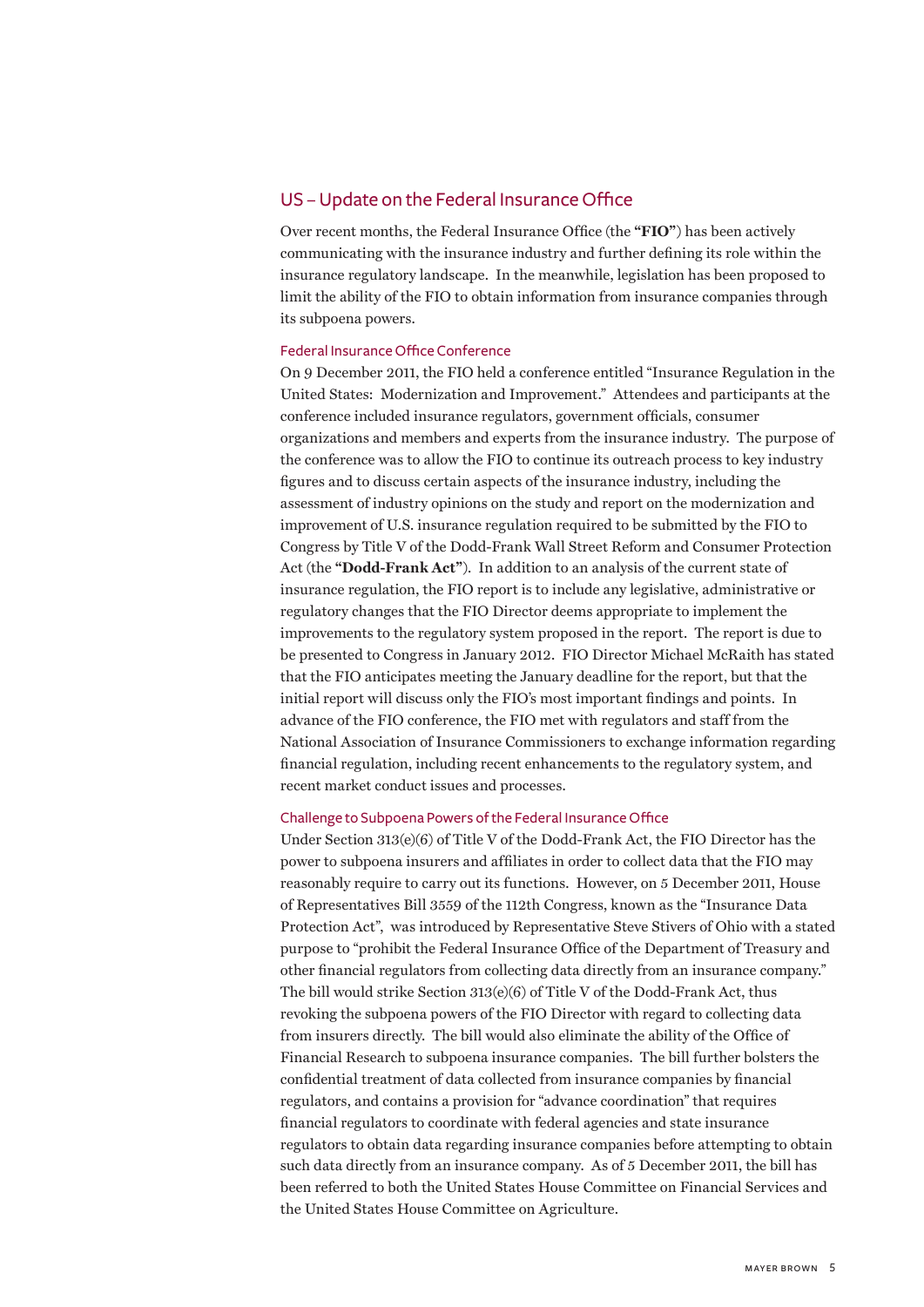## US – Update on the Federal Insurance Office

Over recent months, the Federal Insurance Office (the **"FIO"**) has been actively communicating with the insurance industry and further defining its role within the insurance regulatory landscape. In the meanwhile, legislation has been proposed to limit the ability of the FIO to obtain information from insurance companies through its subpoena powers.

### Federal Insurance Office Conference

On 9 December 2011, the FIO held a conference entitled "Insurance Regulation in the United States: Modernization and Improvement." Attendees and participants at the conference included insurance regulators, government officials, consumer organizations and members and experts from the insurance industry. The purpose of the conference was to allow the FIO to continue its outreach process to key industry figures and to discuss certain aspects of the insurance industry, including the assessment of industry opinions on the study and report on the modernization and improvement of U.S. insurance regulation required to be submitted by the FIO to Congress by Title V of the Dodd-Frank Wall Street Reform and Consumer Protection Act (the **"Dodd-Frank Act"**). In addition to an analysis of the current state of insurance regulation, the FIO report is to include any legislative, administrative or regulatory changes that the FIO Director deems appropriate to implement the improvements to the regulatory system proposed in the report. The report is due to be presented to Congress in January 2012. FIO Director Michael McRaith has stated that the FIO anticipates meeting the January deadline for the report, but that the initial report will discuss only the FIO's most important findings and points. In advance of the FIO conference, the FIO met with regulators and staff from the National Association of Insurance Commissioners to exchange information regarding financial regulation, including recent enhancements to the regulatory system, and recent market conduct issues and processes.

### Challenge to Subpoena Powers of the Federal Insurance Office

Under Section 313(e)(6) of Title V of the Dodd-Frank Act, the FIO Director has the power to subpoena insurers and affiliates in order to collect data that the FIO may reasonably require to carry out its functions. However, on 5 December 2011, House of Representatives Bill 3559 of the 112th Congress, known as the "Insurance Data Protection Act", was introduced by Representative Steve Stivers of Ohio with a stated purpose to "prohibit the Federal Insurance Office of the Department of Treasury and other financial regulators from collecting data directly from an insurance company." The bill would strike Section 313(e)(6) of Title V of the Dodd-Frank Act, thus revoking the subpoena powers of the FIO Director with regard to collecting data from insurers directly. The bill would also eliminate the ability of the Office of Financial Research to subpoena insurance companies. The bill further bolsters the confidential treatment of data collected from insurance companies by financial regulators, and contains a provision for "advance coordination" that requires financial regulators to coordinate with federal agencies and state insurance regulators to obtain data regarding insurance companies before attempting to obtain such data directly from an insurance company. As of 5 December 2011, the bill has been referred to both the United States House Committee on Financial Services and the United States House Committee on Agriculture.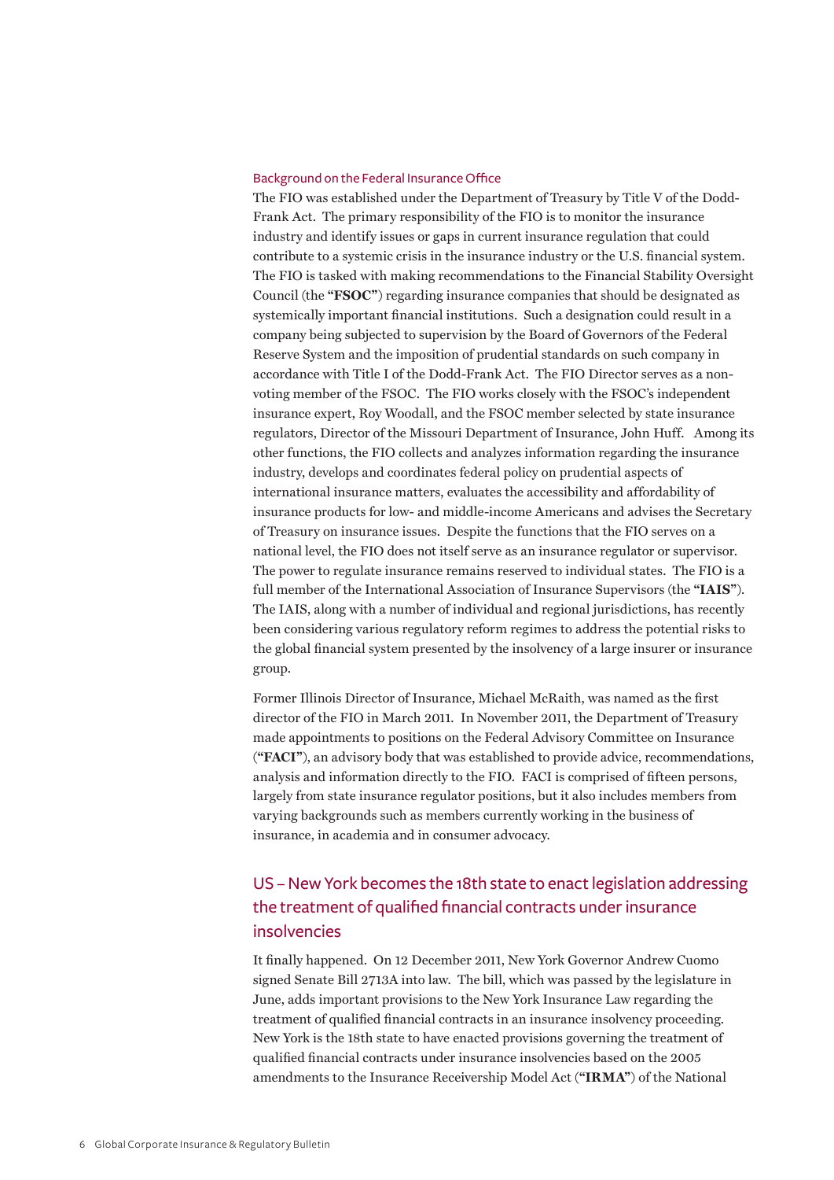### Background on the Federal Insurance Office

The FIO was established under the Department of Treasury by Title V of the Dodd-Frank Act. The primary responsibility of the FIO is to monitor the insurance industry and identify issues or gaps in current insurance regulation that could contribute to a systemic crisis in the insurance industry or the U.S. financial system. The FIO is tasked with making recommendations to the Financial Stability Oversight Council (the **"FSOC"**) regarding insurance companies that should be designated as systemically important financial institutions. Such a designation could result in a company being subjected to supervision by the Board of Governors of the Federal Reserve System and the imposition of prudential standards on such company in accordance with Title I of the Dodd-Frank Act. The FIO Director serves as a non-voting member of the FSOC. The FIO works closely with the FSOC's independent insurance expert, Roy Woodall, and the FSOC member selected by state insurance regulators, Director of the Missouri Department of Insurance, John Huff. Among its other functions, the FIO collects and analyzes information regarding the insurance industry, develops and coordinates federal policy on prudential aspects of international insurance matters, evaluates the accessibility and affordability of insurance products for low- and middle-income Americans and advises the Secretary of Treasury on insurance issues. Despite the functions that the FIO serves on a national level, the FIO does not itself serve as an insurance regulator or supervisor. The power to regulate insurance remains reserved to individual states. The FIO is a full member of the International Association of Insurance Supervisors (the **"IAIS"**). The IAIS, along with a number of individual and regional jurisdictions, has recently been considering various regulatory reform regimes to address the potential risks to the global financial system presented by the insolvency of a large insurer or insurance group.

Former Illinois Director of Insurance, Michael McRaith, was named as the first director of the FIO in March 2011. In November 2011, the Department of Treasury made appointments to positions on the Federal Advisory Committee on Insurance (**"FACI"**), an advisory body that was established to provide advice, recommendations, analysis and information directly to the FIO. FACI is comprised of fifteen persons, largely from state insurance regulator positions, but it also includes members from varying backgrounds such as members currently working in the business of insurance, in academia and in consumer advocacy.

## US – New York becomes the 18th state to enact legislation addressing the treatment of qualified financial contracts under insurance insolvencies

It finally happened. On 12 December 2011, New York Governor Andrew Cuomo signed Senate Bill 2713A into law. The bill, which was passed by the legislature in June, adds important provisions to the New York Insurance Law regarding the treatment of qualified financial contracts in an insurance insolvency proceeding. New York is the 18th state to have enacted provisions governing the treatment of qualified financial contracts under insurance insolvencies based on the 2005 amendments to the Insurance Receivership Model Act (**"IRMA"**) of the National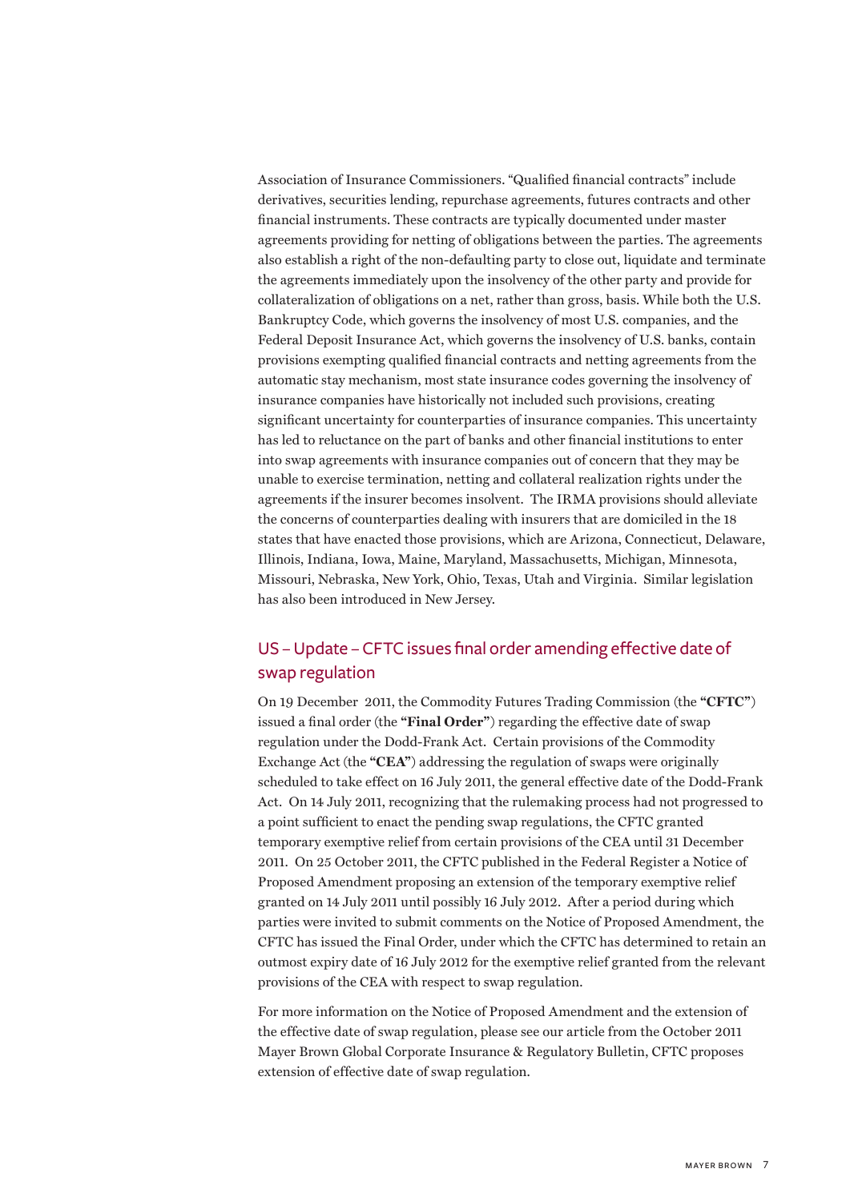Association of Insurance Commissioners. "Qualified financial contracts" include derivatives, securities lending, repurchase agreements, futures contracts and other financial instruments. These contracts are typically documented under master agreements providing for netting of obligations between the parties. The agreements also establish a right of the non-defaulting party to close out, liquidate and terminate the agreements immediately upon the insolvency of the other party and provide for collateralization of obligations on a net, rather than gross, basis. While both the U.S. Bankruptcy Code, which governs the insolvency of most U.S. companies, and the Federal Deposit Insurance Act, which governs the insolvency of U.S. banks, contain provisions exempting qualified financial contracts and netting agreements from the automatic stay mechanism, most state insurance codes governing the insolvency of insurance companies have historically not included such provisions, creating significant uncertainty for counterparties of insurance companies. This uncertainty has led to reluctance on the part of banks and other financial institutions to enter into swap agreements with insurance companies out of concern that they may be unable to exercise termination, netting and collateral realization rights under the agreements if the insurer becomes insolvent. The IRMA provisions should alleviate the concerns of counterparties dealing with insurers that are domiciled in the 18 states that have enacted those provisions, which are Arizona, Connecticut, Delaware, Illinois, Indiana, Iowa, Maine, Maryland, Massachusetts, Michigan, Minnesota, Missouri, Nebraska, New York, Ohio, Texas, Utah and Virginia. Similar legislation has also been introduced in New Jersey.

## US – Update – CFTC issues final order amending effective date of swap regulation

On 19 December 2011, the Commodity Futures Trading Commission (the **"CFTC"**) issued a final order (the **"Final Order"**) regarding the effective date of swap regulation under the Dodd-Frank Act. Certain provisions of the Commodity Exchange Act (the **"CEA"**) addressing the regulation of swaps were originally scheduled to take effect on 16 July 2011, the general effective date of the Dodd-Frank Act. On 14 July 2011, recognizing that the rulemaking process had not progressed to a point sufficient to enact the pending swap regulations, the CFTC granted temporary exemptive relief from certain provisions of the CEA until 31 December 2011. On 25 October 2011, the CFTC published in the Federal Register a Notice of Proposed Amendment proposing an extension of the temporary exemptive relief granted on 14 July 2011 until possibly 16 July 2012. After a period during which parties were invited to submit comments on the Notice of Proposed Amendment, the CFTC has issued the Final Order, under which the CFTC has determined to retain an outmost expiry date of 16 July 2012 for the exemptive relief granted from the relevant provisions of the CEA with respect to swap regulation.

For more information on the Notice of Proposed Amendment and the extension of the effective date of swap regulation, please see our article from the October 2011 Mayer Brown Global Corporate Insurance & Regulatory Bulletin, CFTC proposes extension of effective date of swap regulation.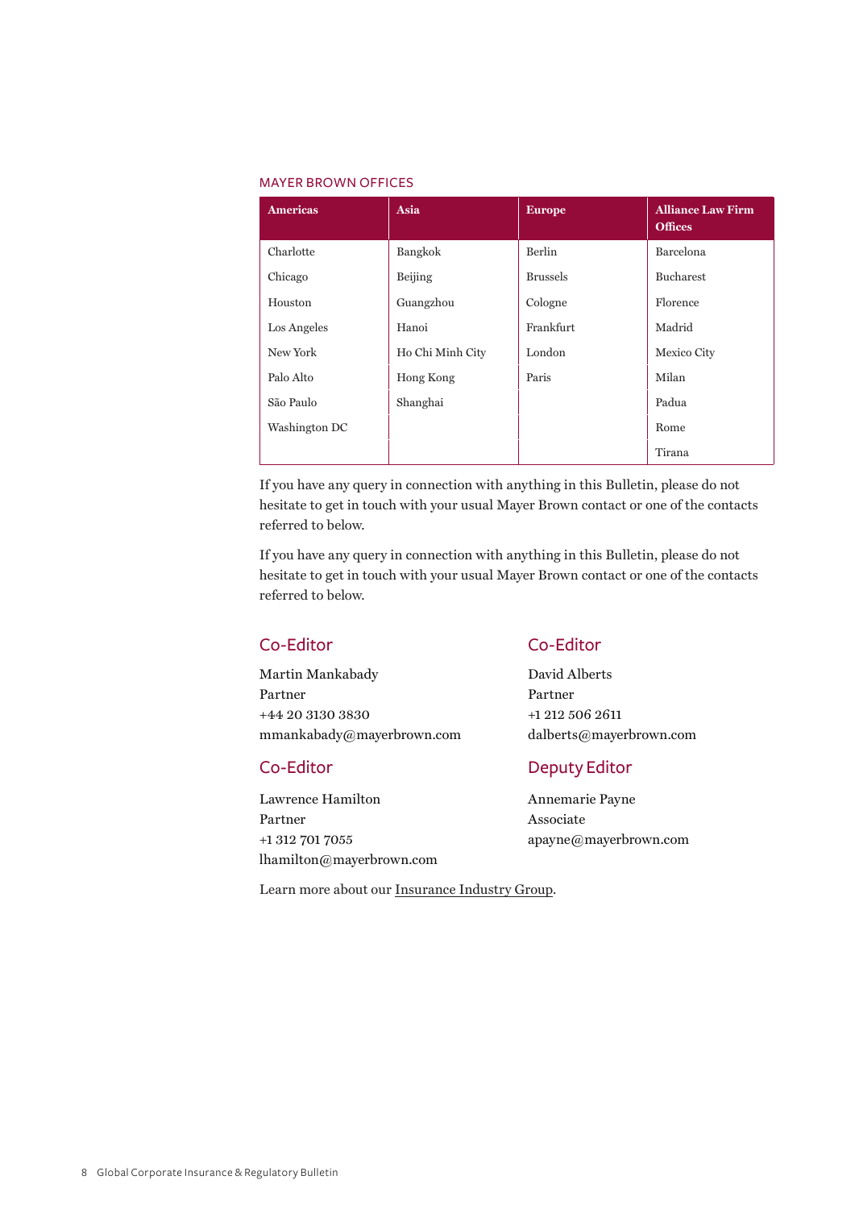MAYER BROWN OFFICES

| Americas | Asia | Europe | Alliance Law Firm Offices |
|---|---|---|---|
| Charlotte | Bangkok | Berlin | Barcelona |
| Chicago | Beijing | Brussels | Bucharest |
| Houston | Guangzhou | Cologne | Florence |
| Los Angeles | Hanoi | Frankfurt | Madrid |
| New York | Ho Chi Minh City | London | Mexico City |
| Palo Alto | Hong Kong | Paris | Milan |
| São Paulo | Shanghai | | Padua |
| Washington DC | | | Rome |
| | | | Tirana |

If you have any query in connection with anything in this Bulletin, please do not hesitate to get in touch with your usual Mayer Brown contact or one of the contacts referred to below.

If you have any query in connection with anything in this Bulletin, please do not hesitate to get in touch with your usual Mayer Brown contact or one of the contacts referred to below.

## Co-Editor

Martin Mankabady
Partner
+44 20 3130 3830
mmankabady@mayerbrown.com

## Co-Editor

David Alberts
Partner
+1 212 506 2611
dalberts@mayerbrown.com

## Co-Editor

Lawrence Hamilton
Partner
+1 312 701 7055
lhamilton@mayerbrown.com

## Deputy Editor

Annemarie Payne
Associate
apayne@mayerbrown.com

Learn more about our Insurance Industry Group.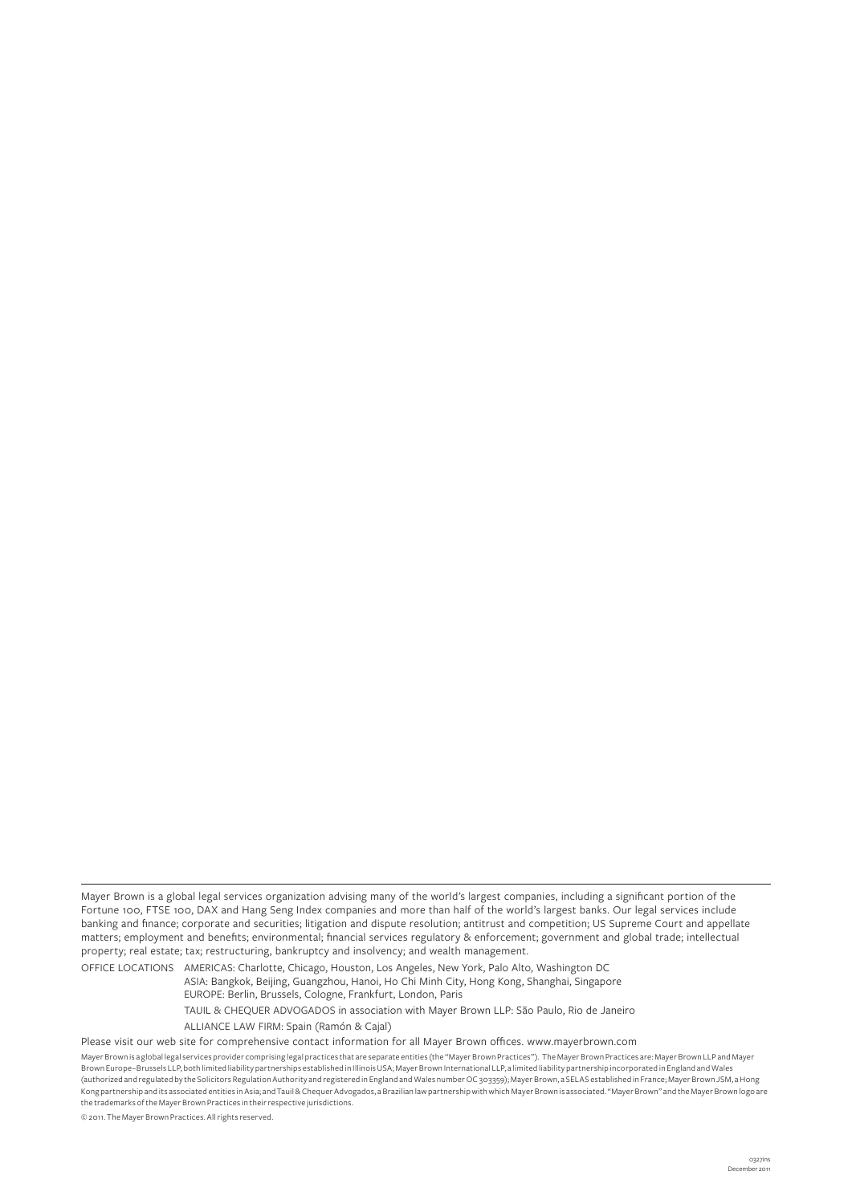Mayer Brown is a global legal services organization advising many of the world's largest companies, including a significant portion of the Fortune 100, FTSE 100, DAX and Hang Seng Index companies and more than half of the world's largest banks. Our legal services include banking and finance; corporate and securities; litigation and dispute resolution; antitrust and competition; US Supreme Court and appellate matters; employment and benefits; environmental; financial services regulatory & enforcement; government and global trade; intellectual property; real estate; tax; restructuring, bankruptcy and insolvency; and wealth management.

OFFICE LOCATIONS AMERICAS: Charlotte, Chicago, Houston, Los Angeles, New York, Palo Alto, Washington DC
ASIA: Bangkok, Beijing, Guangzhou, Hanoi, Ho Chi Minh City, Hong Kong, Shanghai, Singapore
EUROPE: Berlin, Brussels, Cologne, Frankfurt, London, Paris

TAUIL & CHEQUER ADVOGADOS in association with Mayer Brown LLP: São Paulo, Rio de Janeiro

ALLIANCE LAW FIRM: Spain (Ramón & Cajal)

Please visit our web site for comprehensive contact information for all Mayer Brown offices. www.mayerbrown.com

Mayer Brown is a global legal services provider comprising legal practices that are separate entities (the "Mayer Brown Practices"). The Mayer Brown Practices are: Mayer Brown LLP and Mayer Brown Europe–Brussels LLP, both limited liability partnerships established in Illinois USA; Mayer Brown International LLP, a limited liability partnership incorporated in England and Wales (authorized and regulated by the Solicitors Regulation Authority and registered in England and Wales number OC 303359); Mayer Brown, a SELAS established in France; Mayer Brown JSM, a Hong Kong partnership and its associated entities in Asia; and Tauil & Chequer Advogados, a Brazilian law partnership with which Mayer Brown is associated. "Mayer Brown" and the Mayer Brown logo are the trademarks of the Mayer Brown Practices in their respective jurisdictions.

© 2011. The Mayer Brown Practices. All rights reserved.

0327ins
December 2011